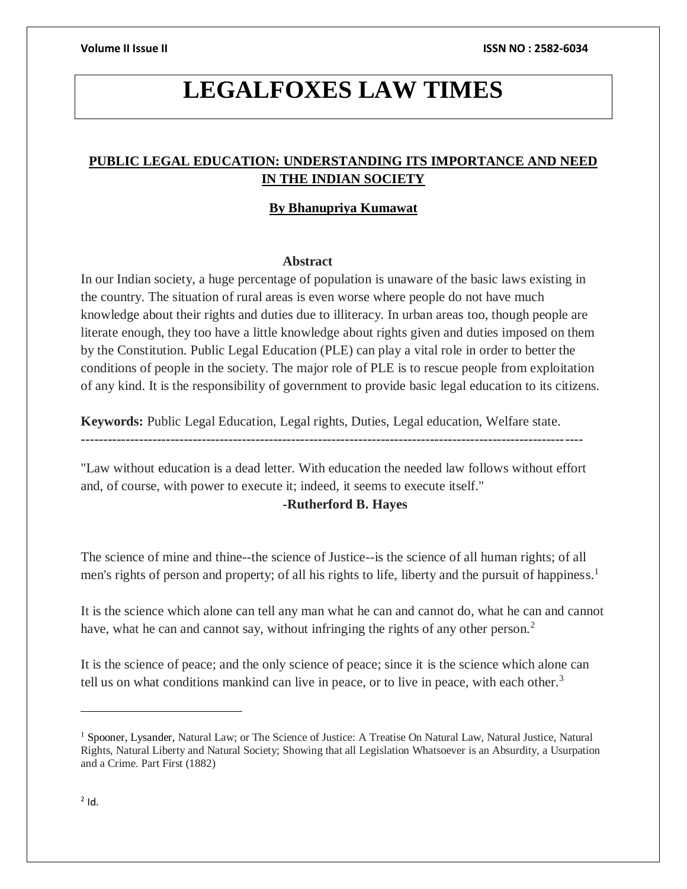# LEGALFOXES LAW TIMES

## PUBLIC LEGAL EDUCATION: UNDERSTANDING ITS IMPORTANCE AND NEED IN THE INDIAN SOCIETY

**By Bhanupriya Kumawat**

### Abstract

In our Indian society, a huge percentage of population is unaware of the basic laws existing in the country. The situation of rural areas is even worse where people do not have much knowledge about their rights and duties due to illiteracy. In urban areas too, though people are literate enough, they too have a little knowledge about rights given and duties imposed on them by the Constitution. Public Legal Education (PLE) can play a vital role in order to better the conditions of people in the society. The major role of PLE is to rescue people from exploitation of any kind. It is the responsibility of government to provide basic legal education to its citizens.

**Keywords:** Public Legal Education, Legal rights, Duties, Legal education, Welfare state.

---

"Law without education is a dead letter. With education the needed law follows without effort and, of course, with power to execute it; indeed, it seems to execute itself."

**-Rutherford B. Hayes**

The science of mine and thine--the science of Justice--is the science of all human rights; of all men's rights of person and property; of all his rights to life, liberty and the pursuit of happiness.[1]

It is the science which alone can tell any man what he can and cannot do, what he can and cannot have, what he can and cannot say, without infringing the rights of any other person.[2]

It is the science of peace; and the only science of peace; since it is the science which alone can tell us on what conditions mankind can live in peace, or to live in peace, with each other.[3]

---

[1] Spooner, Lysander, Natural Law; or The Science of Justice: A Treatise On Natural Law, Natural Justice, Natural Rights, Natural Liberty and Natural Society; Showing that all Legislation Whatsoever is an Absurdity, a Usurpation and a Crime. Part First (1882)

[2] Id.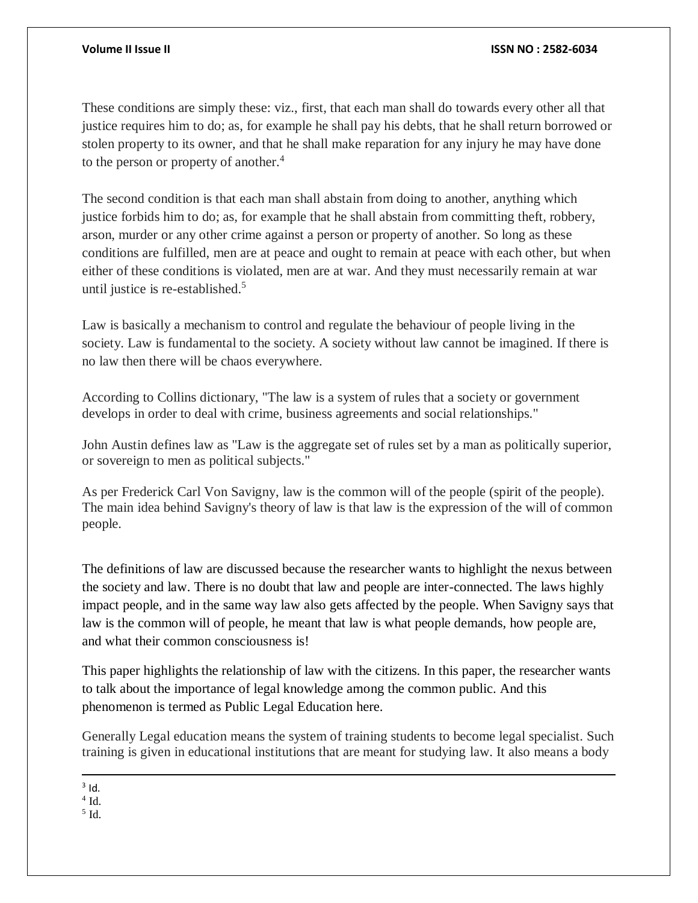These conditions are simply these: viz., first, that each man shall do towards every other all that justice requires him to do; as, for example he shall pay his debts, that he shall return borrowed or stolen property to its owner, and that he shall make reparation for any injury he may have done to the person or property of another.[4]

The second condition is that each man shall abstain from doing to another, anything which justice forbids him to do; as, for example that he shall abstain from committing theft, robbery, arson, murder or any other crime against a person or property of another. So long as these conditions are fulfilled, men are at peace and ought to remain at peace with each other, but when either of these conditions is violated, men are at war. And they must necessarily remain at war until justice is re-established.[5]

Law is basically a mechanism to control and regulate the behaviour of people living in the society. Law is fundamental to the society. A society without law cannot be imagined. If there is no law then there will be chaos everywhere.

According to Collins dictionary, "The law is a system of rules that a society or government develops in order to deal with crime, business agreements and social relationships."

John Austin defines law as "Law is the aggregate set of rules set by a man as politically superior, or sovereign to men as political subjects."

As per Frederick Carl Von Savigny, law is the common will of the people (spirit of the people). The main idea behind Savigny's theory of law is that law is the expression of the will of common people.

The definitions of law are discussed because the researcher wants to highlight the nexus between the society and law. There is no doubt that law and people are inter-connected. The laws highly impact people, and in the same way law also gets affected by the people. When Savigny says that law is the common will of people, he meant that law is what people demands, how people are, and what their common consciousness is!

This paper highlights the relationship of law with the citizens. In this paper, the researcher wants to talk about the importance of legal knowledge among the common public. And this phenomenon is termed as Public Legal Education here.

Generally Legal education means the system of training students to become legal specialist. Such training is given in educational institutions that are meant for studying law. It also means a body

---

[3] Id.

[4] Id.

[5] Id.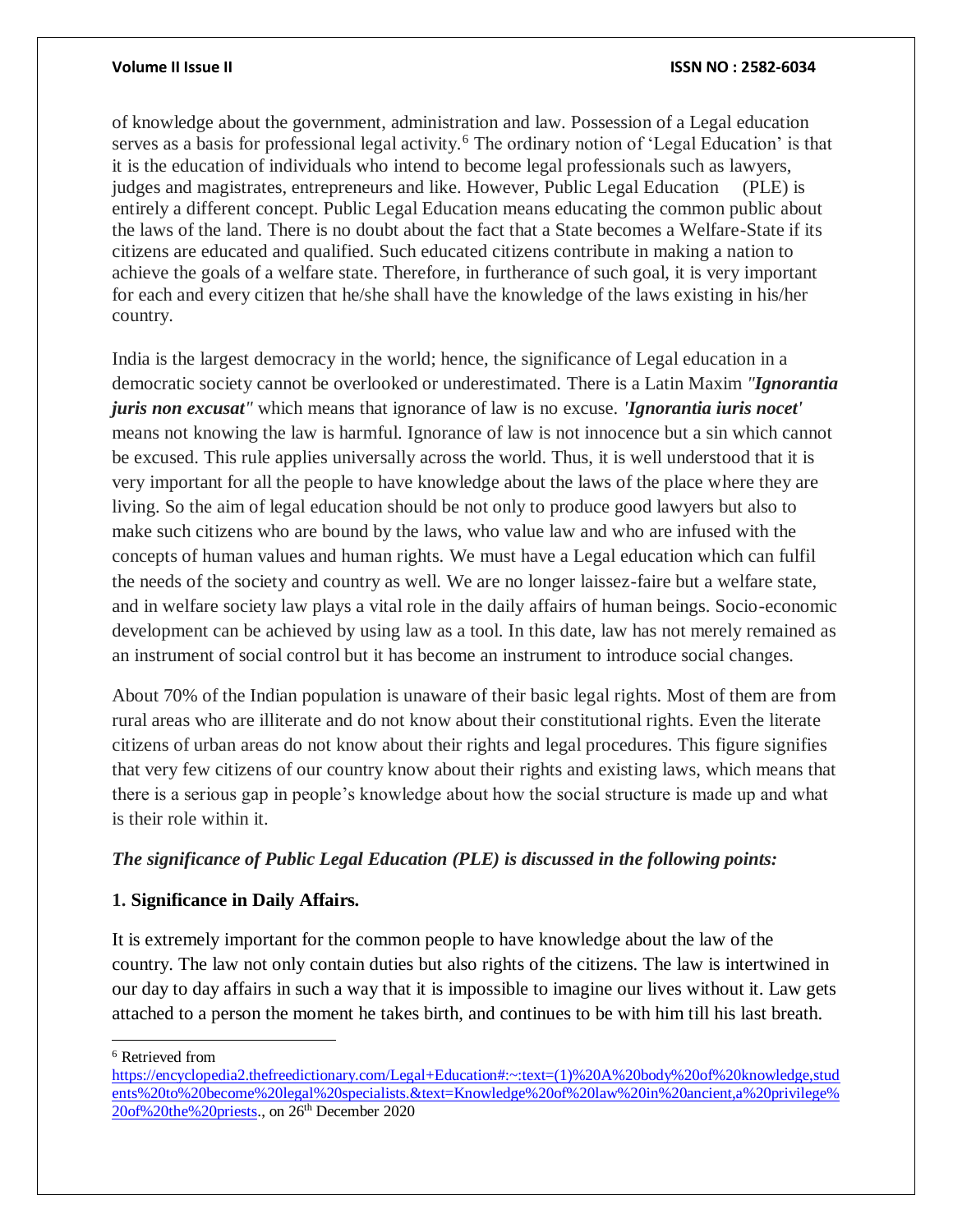of knowledge about the government, administration and law. Possession of a Legal education serves as a basis for professional legal activity.[6] The ordinary notion of 'Legal Education' is that it is the education of individuals who intend to become legal professionals such as lawyers, judges and magistrates, entrepreneurs and like. However, Public Legal Education (PLE) is entirely a different concept. Public Legal Education means educating the common public about the laws of the land. There is no doubt about the fact that a State becomes a Welfare-State if its citizens are educated and qualified. Such educated citizens contribute in making a nation to achieve the goals of a welfare state. Therefore, in furtherance of such goal, it is very important for each and every citizen that he/she shall have the knowledge of the laws existing in his/her country.

India is the largest democracy in the world; hence, the significance of Legal education in a democratic society cannot be overlooked or underestimated. There is a Latin Maxim ***"Ignorantia juris non excusat"*** which means that ignorance of law is no excuse. ***'Ignorantia iuris nocet'*** means not knowing the law is harmful. Ignorance of law is not innocence but a sin which cannot be excused. This rule applies universally across the world. Thus, it is well understood that it is very important for all the people to have knowledge about the laws of the place where they are living. So the aim of legal education should be not only to produce good lawyers but also to make such citizens who are bound by the laws, who value law and who are infused with the concepts of human values and human rights. We must have a Legal education which can fulfil the needs of the society and country as well. We are no longer laissez-faire but a welfare state, and in welfare society law plays a vital role in the daily affairs of human beings. Socio-economic development can be achieved by using law as a tool. In this date, law has not merely remained as an instrument of social control but it has become an instrument to introduce social changes.

About 70% of the Indian population is unaware of their basic legal rights. Most of them are from rural areas who are illiterate and do not know about their constitutional rights. Even the literate citizens of urban areas do not know about their rights and legal procedures. This figure signifies that very few citizens of our country know about their rights and existing laws, which means that there is a serious gap in people's knowledge about how the social structure is made up and what is their role within it.

***The significance of Public Legal Education (PLE) is discussed in the following points:***

**1. Significance in Daily Affairs.**

It is extremely important for the common people to have knowledge about the law of the country. The law not only contain duties but also rights of the citizens. The law is intertwined in our day to day affairs in such a way that it is impossible to imagine our lives without it. Law gets attached to a person the moment he takes birth, and continues to be with him till his last breath.

---

[6] Retrieved from https://encyclopedia2.thefreedictionary.com/Legal+Education#:~:text=(1)%20A%20body%20of%20knowledge,students%20to%20become%20legal%20specialists.&text=Knowledge%20of%20law%20in%20ancient,a%20privilege%20of%20the%20priests., on 26th December 2020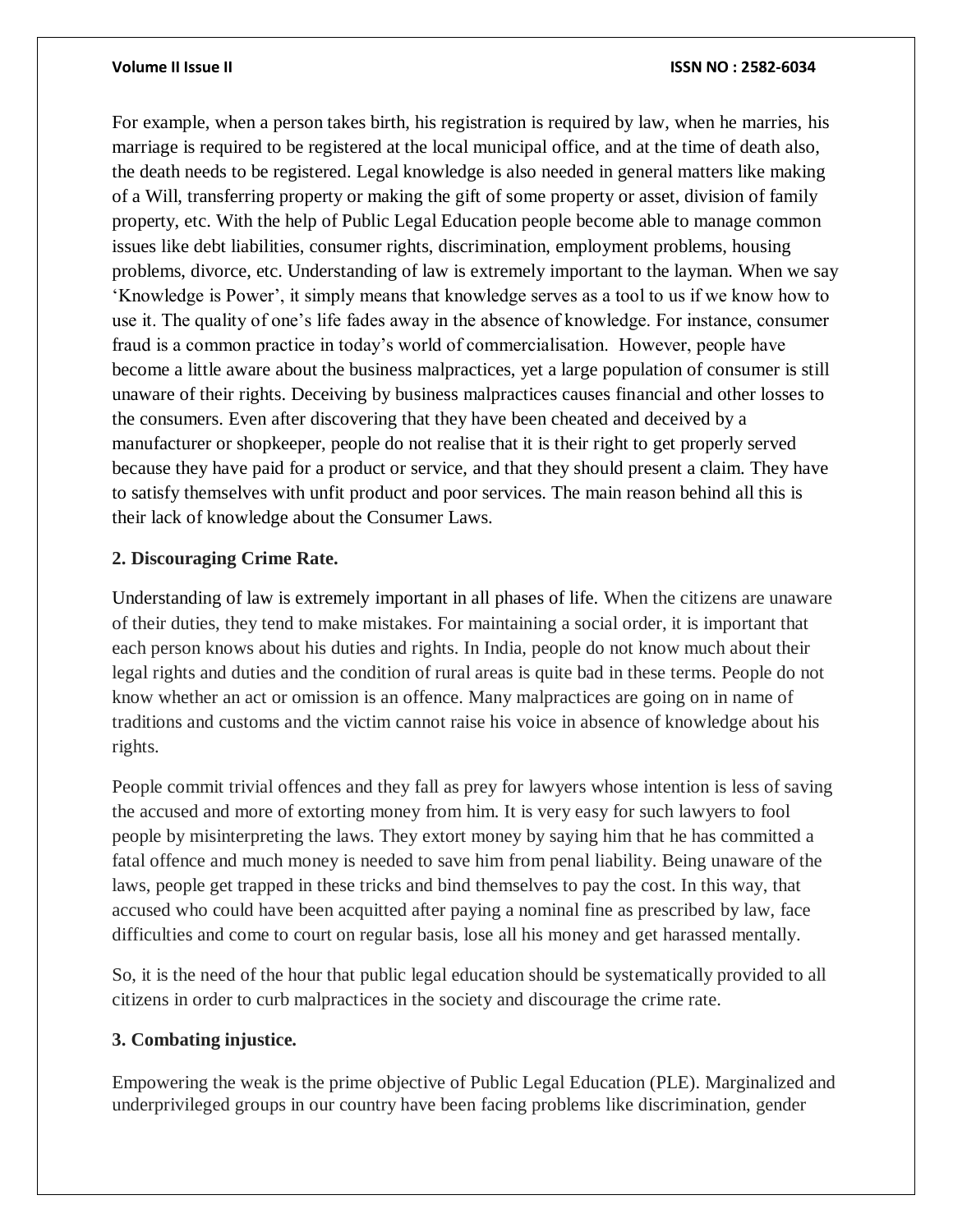For example, when a person takes birth, his registration is required by law, when he marries, his marriage is required to be registered at the local municipal office, and at the time of death also, the death needs to be registered. Legal knowledge is also needed in general matters like making of a Will, transferring property or making the gift of some property or asset, division of family property, etc. With the help of Public Legal Education people become able to manage common issues like debt liabilities, consumer rights, discrimination, employment problems, housing problems, divorce, etc. Understanding of law is extremely important to the layman. When we say 'Knowledge is Power', it simply means that knowledge serves as a tool to us if we know how to use it. The quality of one's life fades away in the absence of knowledge. For instance, consumer fraud is a common practice in today's world of commercialisation. However, people have become a little aware about the business malpractices, yet a large population of consumer is still unaware of their rights. Deceiving by business malpractices causes financial and other losses to the consumers. Even after discovering that they have been cheated and deceived by a manufacturer or shopkeeper, people do not realise that it is their right to get properly served because they have paid for a product or service, and that they should present a claim. They have to satisfy themselves with unfit product and poor services. The main reason behind all this is their lack of knowledge about the Consumer Laws.

**2. Discouraging Crime Rate.**

Understanding of law is extremely important in all phases of life. When the citizens are unaware of their duties, they tend to make mistakes. For maintaining a social order, it is important that each person knows about his duties and rights. In India, people do not know much about their legal rights and duties and the condition of rural areas is quite bad in these terms. People do not know whether an act or omission is an offence. Many malpractices are going on in name of traditions and customs and the victim cannot raise his voice in absence of knowledge about his rights.

People commit trivial offences and they fall as prey for lawyers whose intention is less of saving the accused and more of extorting money from him. It is very easy for such lawyers to fool people by misinterpreting the laws. They extort money by saying him that he has committed a fatal offence and much money is needed to save him from penal liability. Being unaware of the laws, people get trapped in these tricks and bind themselves to pay the cost. In this way, that accused who could have been acquitted after paying a nominal fine as prescribed by law, face difficulties and come to court on regular basis, lose all his money and get harassed mentally.

So, it is the need of the hour that public legal education should be systematically provided to all citizens in order to curb malpractices in the society and discourage the crime rate.

**3. Combating injustice.**

Empowering the weak is the prime objective of Public Legal Education (PLE). Marginalized and underprivileged groups in our country have been facing problems like discrimination, gender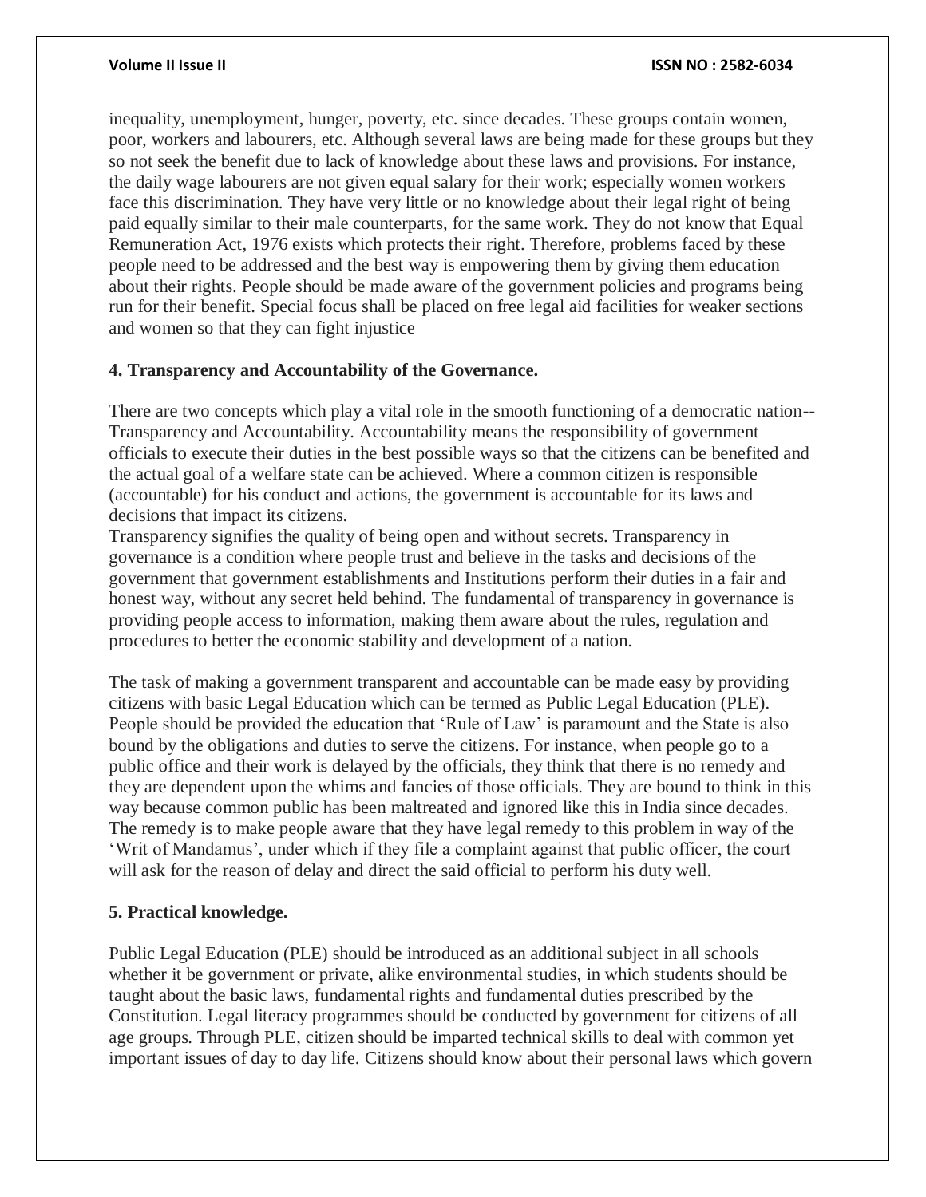inequality, unemployment, hunger, poverty, etc. since decades. These groups contain women, poor, workers and labourers, etc. Although several laws are being made for these groups but they so not seek the benefit due to lack of knowledge about these laws and provisions. For instance, the daily wage labourers are not given equal salary for their work; especially women workers face this discrimination. They have very little or no knowledge about their legal right of being paid equally similar to their male counterparts, for the same work. They do not know that Equal Remuneration Act, 1976 exists which protects their right. Therefore, problems faced by these people need to be addressed and the best way is empowering them by giving them education about their rights. People should be made aware of the government policies and programs being run for their benefit. Special focus shall be placed on free legal aid facilities for weaker sections and women so that they can fight injustice

**4. Transparency and Accountability of the Governance.**

There are two concepts which play a vital role in the smooth functioning of a democratic nation-- Transparency and Accountability. Accountability means the responsibility of government officials to execute their duties in the best possible ways so that the citizens can be benefited and the actual goal of a welfare state can be achieved. Where a common citizen is responsible (accountable) for his conduct and actions, the government is accountable for its laws and decisions that impact its citizens.
Transparency signifies the quality of being open and without secrets. Transparency in governance is a condition where people trust and believe in the tasks and decisions of the government that government establishments and Institutions perform their duties in a fair and honest way, without any secret held behind. The fundamental of transparency in governance is providing people access to information, making them aware about the rules, regulation and procedures to better the economic stability and development of a nation.

The task of making a government transparent and accountable can be made easy by providing citizens with basic Legal Education which can be termed as Public Legal Education (PLE). People should be provided the education that 'Rule of Law' is paramount and the State is also bound by the obligations and duties to serve the citizens. For instance, when people go to a public office and their work is delayed by the officials, they think that there is no remedy and they are dependent upon the whims and fancies of those officials. They are bound to think in this way because common public has been maltreated and ignored like this in India since decades. The remedy is to make people aware that they have legal remedy to this problem in way of the 'Writ of Mandamus', under which if they file a complaint against that public officer, the court will ask for the reason of delay and direct the said official to perform his duty well.

**5. Practical knowledge.**

Public Legal Education (PLE) should be introduced as an additional subject in all schools whether it be government or private, alike environmental studies, in which students should be taught about the basic laws, fundamental rights and fundamental duties prescribed by the Constitution. Legal literacy programmes should be conducted by government for citizens of all age groups. Through PLE, citizen should be imparted technical skills to deal with common yet important issues of day to day life. Citizens should know about their personal laws which govern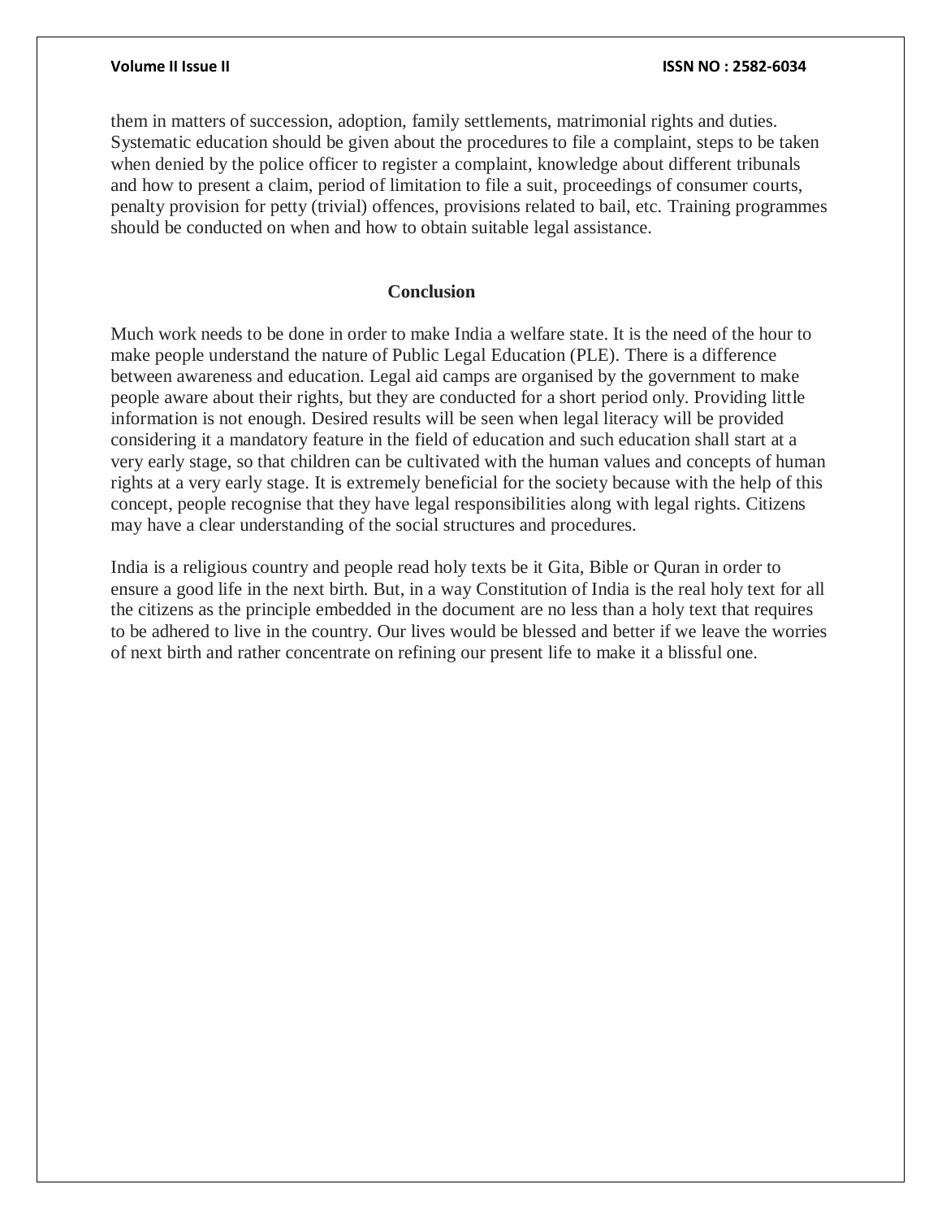them in matters of succession, adoption, family settlements, matrimonial rights and duties. Systematic education should be given about the procedures to file a complaint, steps to be taken when denied by the police officer to register a complaint, knowledge about different tribunals and how to present a claim, period of limitation to file a suit, proceedings of consumer courts, penalty provision for petty (trivial) offences, provisions related to bail, etc. Training programmes should be conducted on when and how to obtain suitable legal assistance.

## Conclusion

Much work needs to be done in order to make India a welfare state. It is the need of the hour to make people understand the nature of Public Legal Education (PLE). There is a difference between awareness and education. Legal aid camps are organised by the government to make people aware about their rights, but they are conducted for a short period only. Providing little information is not enough. Desired results will be seen when legal literacy will be provided considering it a mandatory feature in the field of education and such education shall start at a very early stage, so that children can be cultivated with the human values and concepts of human rights at a very early stage. It is extremely beneficial for the society because with the help of this concept, people recognise that they have legal responsibilities along with legal rights. Citizens may have a clear understanding of the social structures and procedures.

India is a religious country and people read holy texts be it Gita, Bible or Quran in order to ensure a good life in the next birth. But, in a way Constitution of India is the real holy text for all the citizens as the principle embedded in the document are no less than a holy text that requires to be adhered to live in the country. Our lives would be blessed and better if we leave the worries of next birth and rather concentrate on refining our present life to make it a blissful one.